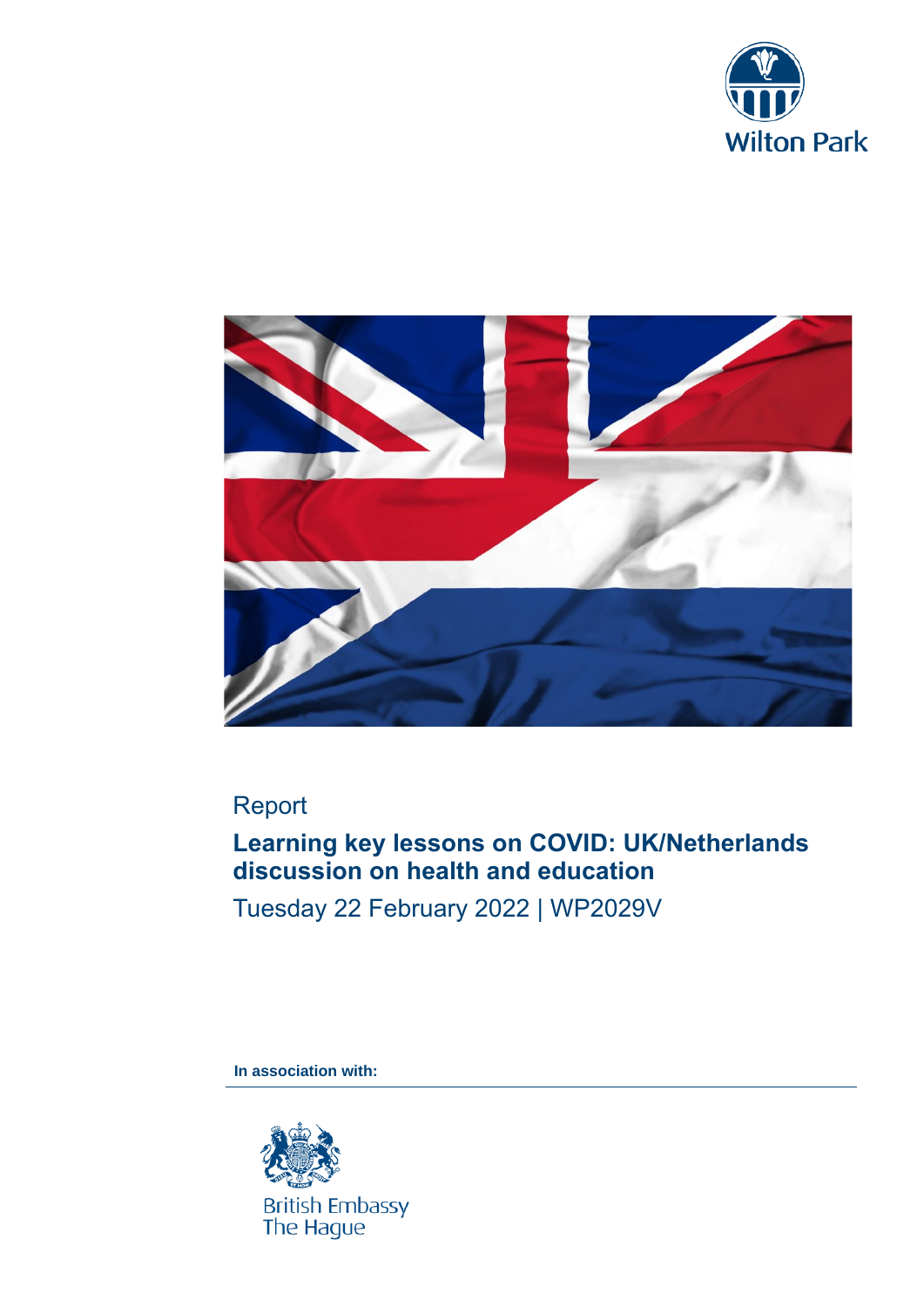Wilton Park

Report

# Learning key lessons on COVID: UK/Netherlands discussion on health and education

Tuesday 22 February 2022 | WP2029V

**In association with:**

British Embassy
The Hague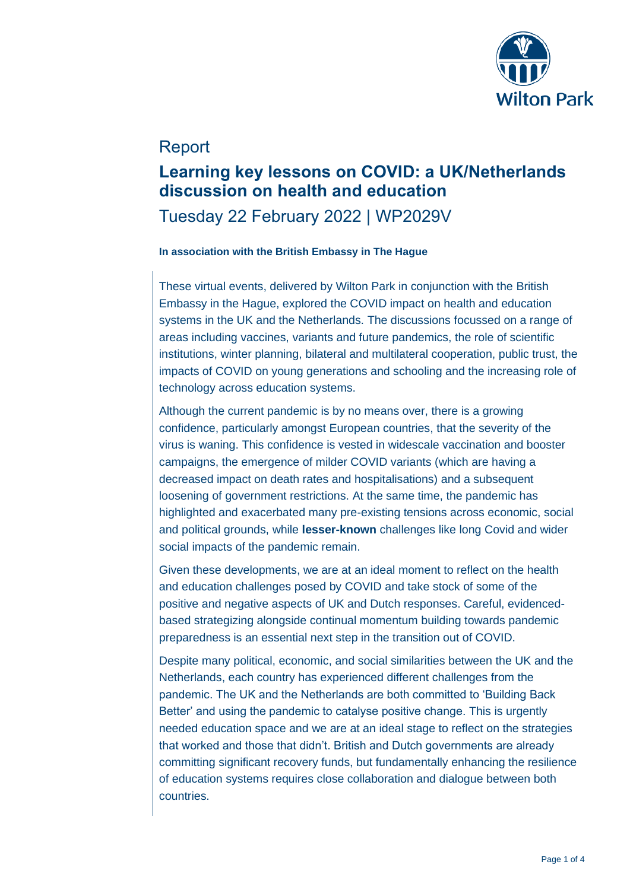Report

# Learning key lessons on COVID: a UK/Netherlands discussion on health and education

Tuesday 22 February 2022 | WP2029V

**In association with the British Embassy in The Hague**

These virtual events, delivered by Wilton Park in conjunction with the British Embassy in the Hague, explored the COVID impact on health and education systems in the UK and the Netherlands. The discussions focussed on a range of areas including vaccines, variants and future pandemics, the role of scientific institutions, winter planning, bilateral and multilateral cooperation, public trust, the impacts of COVID on young generations and schooling and the increasing role of technology across education systems.

Although the current pandemic is by no means over, there is a growing confidence, particularly amongst European countries, that the severity of the virus is waning. This confidence is vested in widescale vaccination and booster campaigns, the emergence of milder COVID variants (which are having a decreased impact on death rates and hospitalisations) and a subsequent loosening of government restrictions. At the same time, the pandemic has highlighted and exacerbated many pre-existing tensions across economic, social and political grounds, while **lesser-known** challenges like long Covid and wider social impacts of the pandemic remain.

Given these developments, we are at an ideal moment to reflect on the health and education challenges posed by COVID and take stock of some of the positive and negative aspects of UK and Dutch responses. Careful, evidenced-based strategizing alongside continual momentum building towards pandemic preparedness is an essential next step in the transition out of COVID.

Despite many political, economic, and social similarities between the UK and the Netherlands, each country has experienced different challenges from the pandemic. The UK and the Netherlands are both committed to 'Building Back Better' and using the pandemic to catalyse positive change. This is urgently needed education space and we are at an ideal stage to reflect on the strategies that worked and those that didn't. British and Dutch governments are already committing significant recovery funds, but fundamentally enhancing the resilience of education systems requires close collaboration and dialogue between both countries.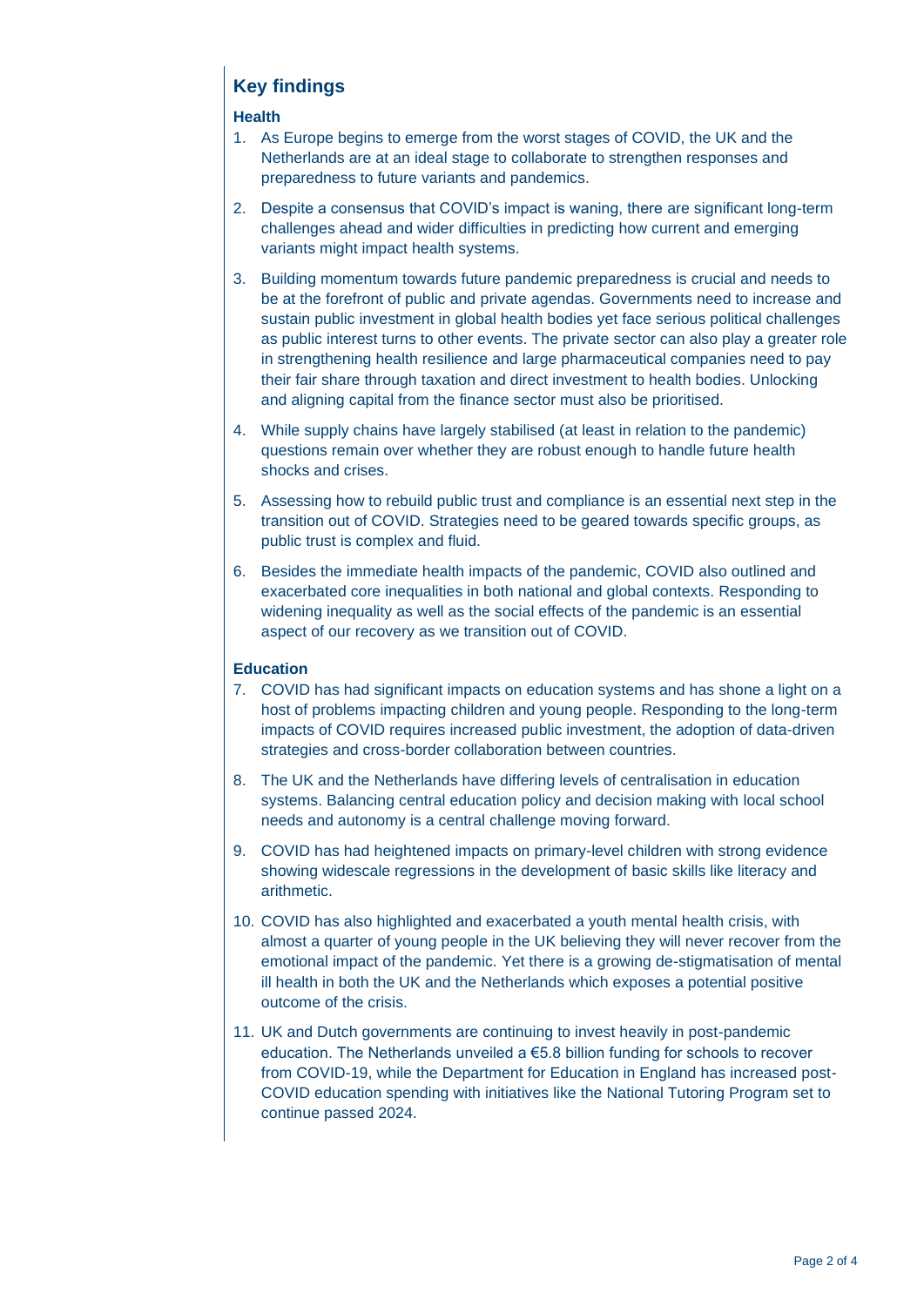## Key findings

### Health

1. As Europe begins to emerge from the worst stages of COVID, the UK and the Netherlands are at an ideal stage to collaborate to strengthen responses and preparedness to future variants and pandemics.
2. Despite a consensus that COVID's impact is waning, there are significant long-term challenges ahead and wider difficulties in predicting how current and emerging variants might impact health systems.
3. Building momentum towards future pandemic preparedness is crucial and needs to be at the forefront of public and private agendas. Governments need to increase and sustain public investment in global health bodies yet face serious political challenges as public interest turns to other events. The private sector can also play a greater role in strengthening health resilience and large pharmaceutical companies need to pay their fair share through taxation and direct investment to health bodies. Unlocking and aligning capital from the finance sector must also be prioritised.
4. While supply chains have largely stabilised (at least in relation to the pandemic) questions remain over whether they are robust enough to handle future health shocks and crises.
5. Assessing how to rebuild public trust and compliance is an essential next step in the transition out of COVID. Strategies need to be geared towards specific groups, as public trust is complex and fluid.
6. Besides the immediate health impacts of the pandemic, COVID also outlined and exacerbated core inequalities in both national and global contexts. Responding to widening inequality as well as the social effects of the pandemic is an essential aspect of our recovery as we transition out of COVID.

### Education

7. COVID has had significant impacts on education systems and has shone a light on a host of problems impacting children and young people. Responding to the long-term impacts of COVID requires increased public investment, the adoption of data-driven strategies and cross-border collaboration between countries.
8. The UK and the Netherlands have differing levels of centralisation in education systems. Balancing central education policy and decision making with local school needs and autonomy is a central challenge moving forward.
9. COVID has had heightened impacts on primary-level children with strong evidence showing widescale regressions in the development of basic skills like literacy and arithmetic.
10. COVID has also highlighted and exacerbated a youth mental health crisis, with almost a quarter of young people in the UK believing they will never recover from the emotional impact of the pandemic. Yet there is a growing de-stigmatisation of mental ill health in both the UK and the Netherlands which exposes a potential positive outcome of the crisis.
11. UK and Dutch governments are continuing to invest heavily in post-pandemic education. The Netherlands unveiled a €5.8 billion funding for schools to recover from COVID-19, while the Department for Education in England has increased post-COVID education spending with initiatives like the National Tutoring Program set to continue passed 2024.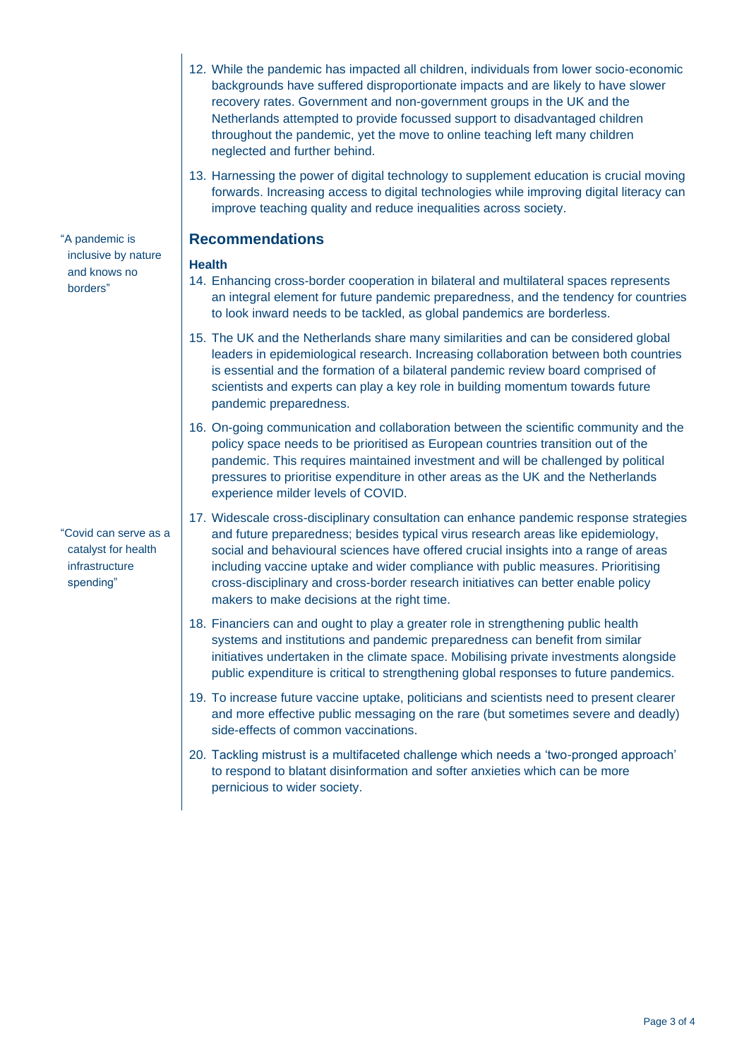12. While the pandemic has impacted all children, individuals from lower socio-economic backgrounds have suffered disproportionate impacts and are likely to have slower recovery rates. Government and non-government groups in the UK and the Netherlands attempted to provide focussed support to disadvantaged children throughout the pandemic, yet the move to online teaching left many children neglected and further behind.

13. Harnessing the power of digital technology to supplement education is crucial moving forwards. Increasing access to digital technologies while improving digital literacy can improve teaching quality and reduce inequalities across society.

## Recommendations

> "A pandemic is inclusive by nature and knows no borders"

### Health

14. Enhancing cross-border cooperation in bilateral and multilateral spaces represents an integral element for future pandemic preparedness, and the tendency for countries to look inward needs to be tackled, as global pandemics are borderless.

15. The UK and the Netherlands share many similarities and can be considered global leaders in epidemiological research. Increasing collaboration between both countries is essential and the formation of a bilateral pandemic review board comprised of scientists and experts can play a key role in building momentum towards future pandemic preparedness.

16. On-going communication and collaboration between the scientific community and the policy space needs to be prioritised as European countries transition out of the pandemic. This requires maintained investment and will be challenged by political pressures to prioritise expenditure in other areas as the UK and the Netherlands experience milder levels of COVID.

> "Covid can serve as a catalyst for health infrastructure spending"

17. Widescale cross-disciplinary consultation can enhance pandemic response strategies and future preparedness; besides typical virus research areas like epidemiology, social and behavioural sciences have offered crucial insights into a range of areas including vaccine uptake and wider compliance with public measures. Prioritising cross-disciplinary and cross-border research initiatives can better enable policy makers to make decisions at the right time.

18. Financiers can and ought to play a greater role in strengthening public health systems and institutions and pandemic preparedness can benefit from similar initiatives undertaken in the climate space. Mobilising private investments alongside public expenditure is critical to strengthening global responses to future pandemics.

19. To increase future vaccine uptake, politicians and scientists need to present clearer and more effective public messaging on the rare (but sometimes severe and deadly) side-effects of common vaccinations.

20. Tackling mistrust is a multifaceted challenge which needs a 'two-pronged approach' to respond to blatant disinformation and softer anxieties which can be more pernicious to wider society.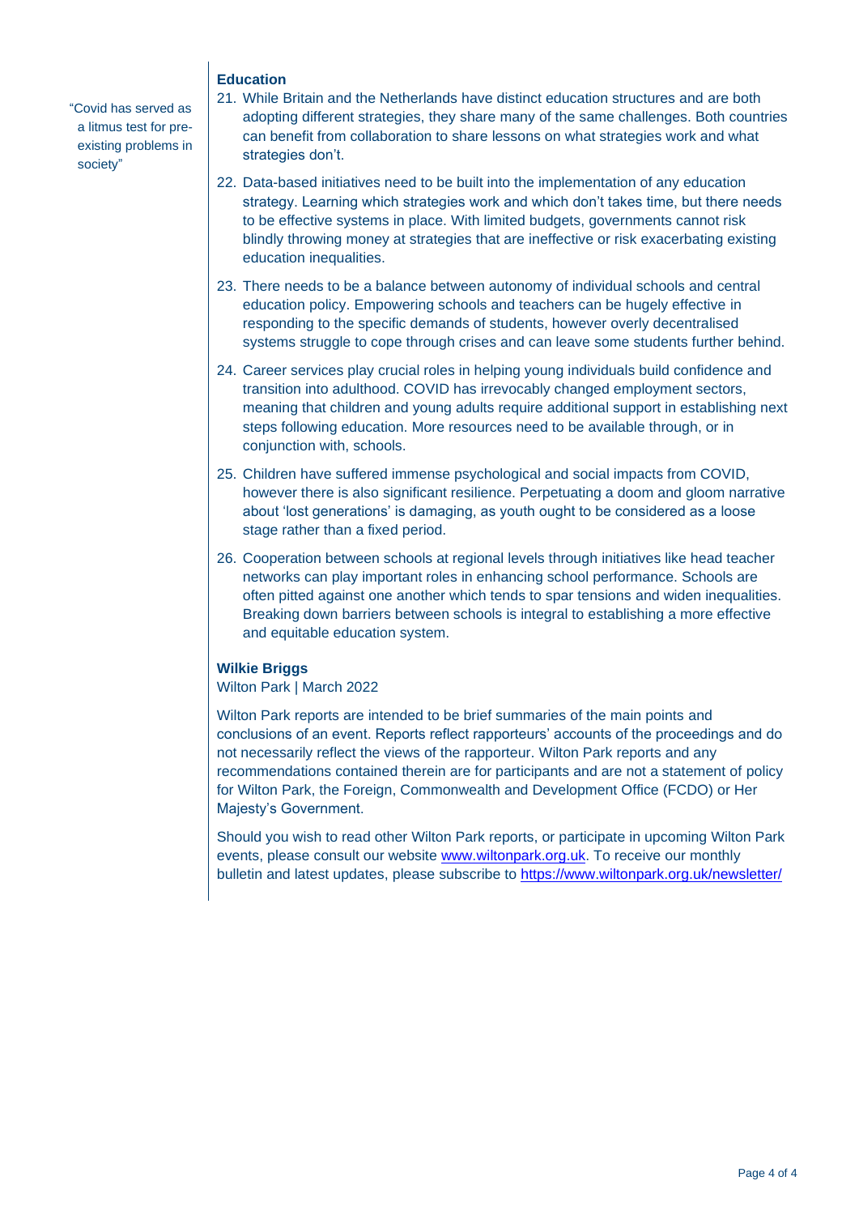"Covid has served as a litmus test for pre-existing problems in society"

### Education

21. While Britain and the Netherlands have distinct education structures and are both adopting different strategies, they share many of the same challenges. Both countries can benefit from collaboration to share lessons on what strategies work and what strategies don't.

22. Data-based initiatives need to be built into the implementation of any education strategy. Learning which strategies work and which don't takes time, but there needs to be effective systems in place. With limited budgets, governments cannot risk blindly throwing money at strategies that are ineffective or risk exacerbating existing education inequalities.

23. There needs to be a balance between autonomy of individual schools and central education policy. Empowering schools and teachers can be hugely effective in responding to the specific demands of students, however overly decentralised systems struggle to cope through crises and can leave some students further behind.

24. Career services play crucial roles in helping young individuals build confidence and transition into adulthood. COVID has irrevocably changed employment sectors, meaning that children and young adults require additional support in establishing next steps following education. More resources need to be available through, or in conjunction with, schools.

25. Children have suffered immense psychological and social impacts from COVID, however there is also significant resilience. Perpetuating a doom and gloom narrative about 'lost generations' is damaging, as youth ought to be considered as a loose stage rather than a fixed period.

26. Cooperation between schools at regional levels through initiatives like head teacher networks can play important roles in enhancing school performance. Schools are often pitted against one another which tends to spar tensions and widen inequalities. Breaking down barriers between schools is integral to establishing a more effective and equitable education system.

**Wilkie Briggs**

Wilton Park | March 2022

Wilton Park reports are intended to be brief summaries of the main points and conclusions of an event. Reports reflect rapporteurs' accounts of the proceedings and do not necessarily reflect the views of the rapporteur. Wilton Park reports and any recommendations contained therein are for participants and are not a statement of policy for Wilton Park, the Foreign, Commonwealth and Development Office (FCDO) or Her Majesty's Government.

Should you wish to read other Wilton Park reports, or participate in upcoming Wilton Park events, please consult our website www.wiltonpark.org.uk. To receive our monthly bulletin and latest updates, please subscribe to https://www.wiltonpark.org.uk/newsletter/